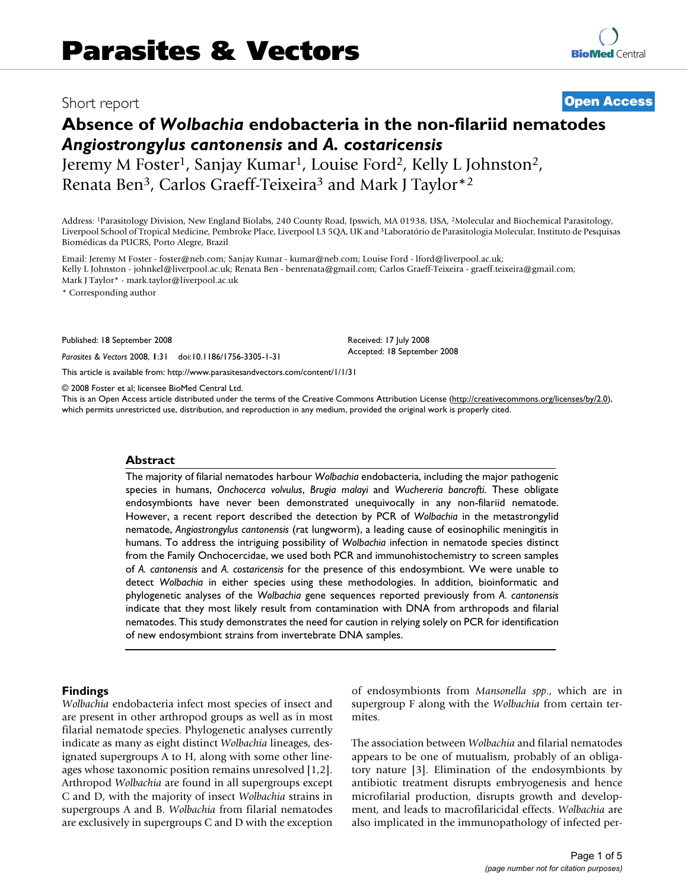Short report

**Open Access**

# Absence of *Wolbachia* endobacteria in the non-filariid nematodes *Angiostrongylus cantonensis* and *A. costaricensis*

Jeremy M Foster[1], Sanjay Kumar[1], Louise Ford[2], Kelly L Johnston[2], Renata Ben[3], Carlos Graeff-Teixeira[3] and Mark J Taylor*[2]

Address: [1]Parasitology Division, New England Biolabs, 240 County Road, Ipswich, MA 01938, USA, [2]Molecular and Biochemical Parasitology, Liverpool School of Tropical Medicine, Pembroke Place, Liverpool L3 5QA, UK and [3]Laboratório de Parasitologia Molecular, Instituto de Pesquisas Biomédicas da PUCRS, Porto Alegre, Brazil

Email: Jeremy M Foster - foster@neb.com; Sanjay Kumar - kumar@neb.com; Louise Ford - lford@liverpool.ac.uk; Kelly L Johnston - johnkel@liverpool.ac.uk; Renata Ben - benrenata@gmail.com; Carlos Graeff-Teixeira - graeff.teixeira@gmail.com; Mark J Taylor* - mark.taylor@liverpool.ac.uk

\* Corresponding author

Published: 18 September 2008

*Parasites & Vectors* 2008, **1**:31 doi:10.1186/1756-3305-1-31

Received: 17 July 2008
Accepted: 18 September 2008

This article is available from: http://www.parasitesandvectors.com/content/1/1/31

© 2008 Foster et al; licensee BioMed Central Ltd.
This is an Open Access article distributed under the terms of the Creative Commons Attribution License (http://creativecommons.org/licenses/by/2.0), which permits unrestricted use, distribution, and reproduction in any medium, provided the original work is properly cited.

## Abstract

The majority of filarial nematodes harbour *Wolbachia* endobacteria, including the major pathogenic species in humans, *Onchocerca volvulus*, *Brugia malayi* and *Wuchereria bancrofti*. These obligate endosymbionts have never been demonstrated unequivocally in any non-filariid nematode. However, a recent report described the detection by PCR of *Wolbachia* in the metastrongylid nematode, *Angiostrongylus cantonensis* (rat lungworm), a leading cause of eosinophilic meningitis in humans. To address the intriguing possibility of *Wolbachia* infection in nematode species distinct from the Family Onchocercidae, we used both PCR and immunohistochemistry to screen samples of *A. cantonensis* and *A. costaricensis* for the presence of this endosymbiont. We were unable to detect *Wolbachia* in either species using these methodologies. In addition, bioinformatic and phylogenetic analyses of the *Wolbachia* gene sequences reported previously from *A. cantonensis* indicate that they most likely result from contamination with DNA from arthropods and filarial nematodes. This study demonstrates the need for caution in relying solely on PCR for identification of new endosymbiont strains from invertebrate DNA samples.

## Findings

*Wolbachia* endobacteria infect most species of insect and are present in other arthropod groups as well as in most filarial nematode species. Phylogenetic analyses currently indicate as many as eight distinct *Wolbachia* lineages, designated supergroups A to H, along with some other lineages whose taxonomic position remains unresolved [1,2]. Arthropod *Wolbachia* are found in all supergroups except C and D, with the majority of insect *Wolbachia* strains in supergroups A and B. *Wolbachia* from filarial nematodes are exclusively in supergroups C and D with the exception of endosymbionts from *Mansonella spp*., which are in supergroup F along with the *Wolbachia* from certain termites.

The association between *Wolbachia* and filarial nematodes appears to be one of mutualism, probably of an obligatory nature [3]. Elimination of the endosymbionts by antibiotic treatment disrupts embryogenesis and hence microfilarial production, disrupts growth and development, and leads to macrofilaricidal effects. *Wolbachia* are also implicated in the immunopathology of infected per-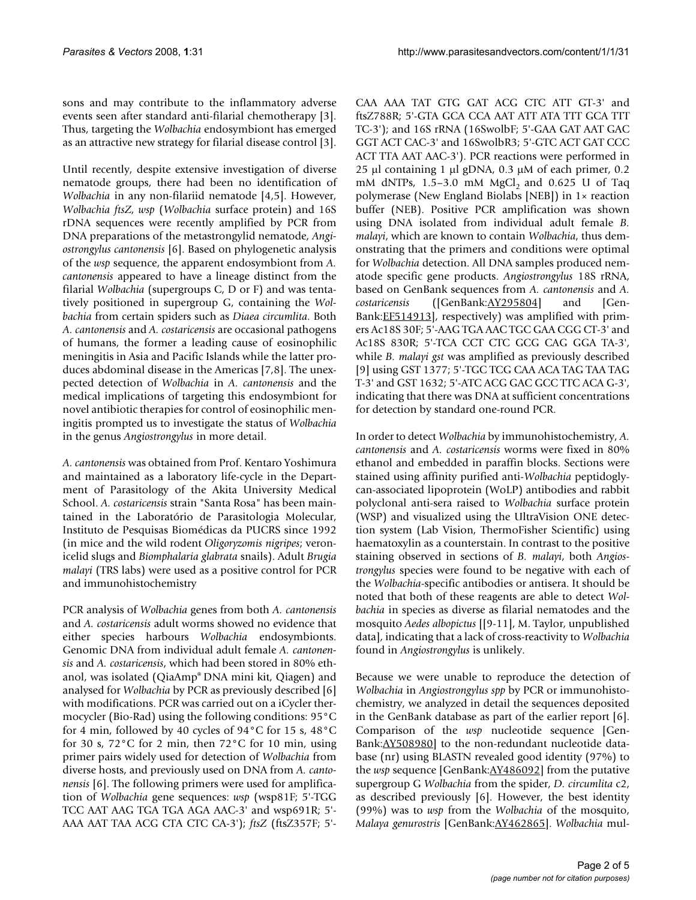sons and may contribute to the inflammatory adverse events seen after standard anti-filarial chemotherapy [3]. Thus, targeting the *Wolbachia* endosymbiont has emerged as an attractive new strategy for filarial disease control [3].

Until recently, despite extensive investigation of diverse nematode groups, there had been no identification of *Wolbachia* in any non-filariid nematode [4,5]. However, *Wolbachia ftsZ*, *wsp* (*Wolbachia* surface protein) and 16S rDNA sequences were recently amplified by PCR from DNA preparations of the metastrongylid nematode, *Angiostrongylus cantonensis* [6]. Based on phylogenetic analysis of the *wsp* sequence, the apparent endosymbiont from *A. cantonensis* appeared to have a lineage distinct from the filarial *Wolbachia* (supergroups C, D or F) and was tentatively positioned in supergroup G, containing the *Wolbachia* from certain spiders such as *Diaea circumlita*. Both *A. cantonensis* and *A. costaricensis* are occasional pathogens of humans, the former a leading cause of eosinophilic meningitis in Asia and Pacific Islands while the latter produces abdominal disease in the Americas [7,8]. The unexpected detection of *Wolbachia* in *A. cantonensis* and the medical implications of targeting this endosymbiont for novel antibiotic therapies for control of eosinophilic meningitis prompted us to investigate the status of *Wolbachia* in the genus *Angiostrongylus* in more detail.

*A. cantonensis* was obtained from Prof. Kentaro Yoshimura and maintained as a laboratory life-cycle in the Department of Parasitology of the Akita University Medical School. *A. costaricensis* strain "Santa Rosa" has been maintained in the Laboratório de Parasitologia Molecular, Instituto de Pesquisas Biomédicas da PUCRS since 1992 (in mice and the wild rodent *Oligoryzomis nigripes*; veronicelid slugs and *Biomphalaria glabrata* snails). Adult *Brugia malayi* (TRS labs) were used as a positive control for PCR and immunohistochemistry

PCR analysis of *Wolbachia* genes from both *A. cantonensis* and *A. costaricensis* adult worms showed no evidence that either species harbours *Wolbachia* endosymbionts. Genomic DNA from individual adult female *A. cantonensis* and *A. costaricensis*, which had been stored in 80% ethanol, was isolated (QiaAmp® DNA mini kit, Qiagen) and analysed for *Wolbachia* by PCR as previously described [6] with modifications. PCR was carried out on a iCycler thermocycler (Bio-Rad) using the following conditions: 95°C for 4 min, followed by 40 cycles of 94°C for 15 s, 48°C for 30 s, 72°C for 2 min, then 72°C for 10 min, using primer pairs widely used for detection of *Wolbachia* from diverse hosts, and previously used on DNA from *A. cantonensis* [6]. The following primers were used for amplification of *Wolbachia* gene sequences: *wsp* (wsp81F; 5'-TGG TCC AAT AAG TGA TGA AGA AAC-3' and wsp691R; 5'-AAA AAT TAA ACG CTA CTC CA-3'); *ftsZ* (ftsZ357F; 5'-CAA AAA TAT GTG GAT ACG CTC ATT GT-3' and ftsZ788R; 5'-GTA GCA CCA AAT ATT ATA TTT GCA TTT TC-3'); and 16S rRNA (16SwolbF; 5'-GAA GAT AAT GAC GGT ACT CAC-3' and 16SwolbR3; 5'-GTC ACT GAT CCC ACT TTA AAT AAC-3'). PCR reactions were performed in 25 μl containing 1 μl gDNA, 0.3 μM of each primer, 0.2 mM dNTPs, 1.5–3.0 mM $MgCl_2$ and 0.625 U of Taq polymerase (New England Biolabs [NEB]) in 1× reaction buffer (NEB). Positive PCR amplification was shown using DNA isolated from individual adult female *B. malayi*, which are known to contain *Wolbachia*, thus demonstrating that the primers and conditions were optimal for *Wolbachia* detection. All DNA samples produced nematode specific gene products. *Angiostrongylus* 18S rRNA, based on GenBank sequences from *A. cantonensis* and *A. costaricensis* ([GenBank:AY295804] and [GenBank:EF514913], respectively) was amplified with primers Ac18S 30F; 5'-AAG TGA AAC TGC GAA CGG CT-3' and Ac18S 830R; 5'-TCA CCT CTC GCG CAG GGA TA-3', while *B. malayi gst* was amplified as previously described [9] using GST 1377; 5'-TGC TCG CAA ACA TAG TAA TAG T-3' and GST 1632; 5'-ATC ACG GAC GCC TTC ACA G-3', indicating that there was DNA at sufficient concentrations for detection by standard one-round PCR.

In order to detect *Wolbachia* by immunohistochemistry, *A. cantonensis* and *A. costaricensis* worms were fixed in 80% ethanol and embedded in paraffin blocks. Sections were stained using affinity purified anti-*Wolbachia* peptidoglycan-associated lipoprotein (WoLP) antibodies and rabbit polyclonal anti-sera raised to *Wolbachia* surface protein (WSP) and visualized using the UltraVision ONE detection system (Lab Vision, ThermoFisher Scientific) using haematoxylin as a counterstain. In contrast to the positive staining observed in sections of *B. malayi*, both *Angiostrongylus* species were found to be negative with each of the *Wolbachia*-specific antibodies or antisera. It should be noted that both of these reagents are able to detect *Wolbachia* in species as diverse as filarial nematodes and the mosquito *Aedes albopictus* [[9-11], M. Taylor, unpublished data], indicating that a lack of cross-reactivity to *Wolbachia* found in *Angiostrongylus* is unlikely.

Because we were unable to reproduce the detection of *Wolbachia* in *Angiostrongylus spp* by PCR or immunohistochemistry, we analyzed in detail the sequences deposited in the GenBank database as part of the earlier report [6]. Comparison of the *wsp* nucleotide sequence [GenBank:AY508980] to the non-redundant nucleotide database (nr) using BLASTN revealed good identity (97%) to the *wsp* sequence [GenBank:AY486092] from the putative supergroup G *Wolbachia* from the spider, *D. circumlita* c2, as described previously [6]. However, the best identity (99%) was to *wsp* from the *Wolbachia* of the mosquito, *Malaya genurostris* [GenBank:AY462865]. *Wolbachia* mul-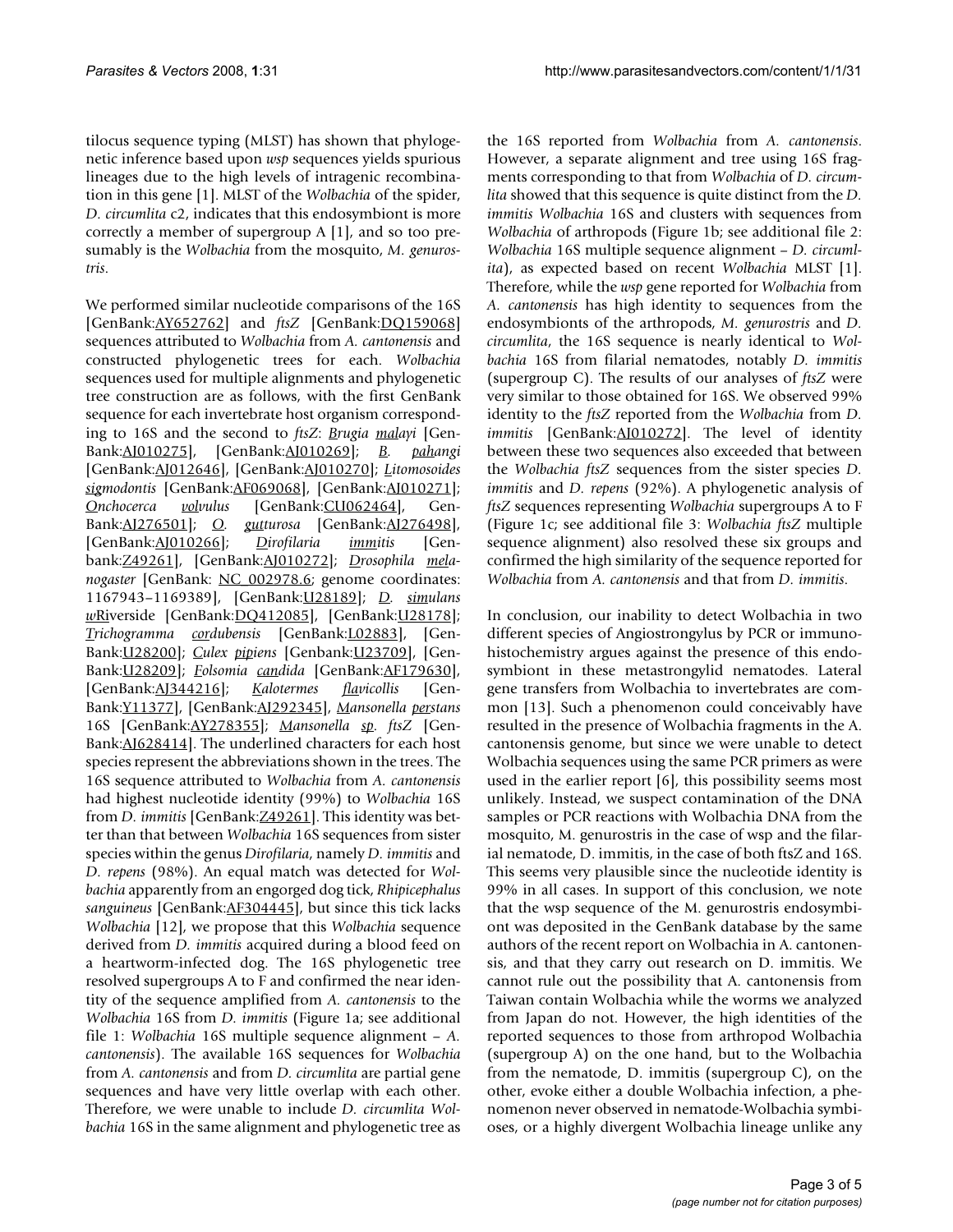tilocus sequence typing (MLST) has shown that phylogenetic inference based upon *wsp* sequences yields spurious lineages due to the high levels of intragenic recombination in this gene [1]. MLST of the *Wolbachia* of the spider, *D. circumlita* c2, indicates that this endosymbiont is more correctly a member of supergroup A [1], and so too presumably is the *Wolbachia* from the mosquito, *M. genurostris*.

We performed similar nucleotide comparisons of the 16S [GenBank:AY652762] and *ftsZ* [GenBank:DQ159068] sequences attributed to *Wolbachia* from *A. cantonensis* and constructed phylogenetic trees for each. *Wolbachia* sequences used for multiple alignments and phylogenetic tree construction are as follows, with the first GenBank sequence for each invertebrate host organism corresponding to 16S and the second to *ftsZ*: *Brugia malayi* [GenBank:AJ010275], [GenBank:AJ010269]; *B. pahangi* [GenBank:AJ012646], [GenBank:AJ010270]; *Litomosoides sigmodontis* [GenBank:AF069068], [GenBank:AJ010271]; *Onchocerca volvulus* [GenBank:CU062464], [GenBank:AJ276501]; *O. gutturosa* [GenBank:AJ276498], [GenBank:AJ010266]; *Dirofilaria immitis* [Genbank:Z49261], [GenBank:AJ010272]; *Drosophila melanogaster* [GenBank: NC_002978.6; genome coordinates: 1167943–1169389], [GenBank:U28189]; *D. simulans* *w*Riverside [GenBank:DQ412085], [GenBank:U28178]; *Trichogramma cordubensis* [GenBank:L02883], [GenBank:U28200]; *Culex pipiens* [Genbank:U23709], [GenBank:U28209]; *Folsomia candida* [GenBank:AF179630], [GenBank:AJ344216]; *Kalotermes flavicollis* [GenBank:Y11377], [GenBank:AJ292345], *Mansonella perstans* 16S [GenBank:AY278355]; *Mansonella sp. ftsZ* [GenBank:AJ628414]. The underlined characters for each host species represent the abbreviations shown in the trees. The 16S sequence attributed to *Wolbachia* from *A. cantonensis* had highest nucleotide identity (99%) to *Wolbachia* 16S from *D. immitis* [GenBank:Z49261]. This identity was better than that between *Wolbachia* 16S sequences from sister species within the genus *Dirofilaria*, namely *D. immitis* and *D. repens* (98%). An equal match was detected for *Wolbachia* apparently from an engorged dog tick, *Rhipicephalus sanguineus* [GenBank:AF304445], but since this tick lacks *Wolbachia* [12], we propose that this *Wolbachia* sequence derived from *D. immitis* acquired during a blood feed on a heartworm-infected dog. The 16S phylogenetic tree resolved supergroups A to F and confirmed the near identity of the sequence amplified from *A. cantonensis* to the *Wolbachia* 16S from *D. immitis* (Figure 1a; see additional file 1: *Wolbachia* 16S multiple sequence alignment – *A. cantonensis*). The available 16S sequences for *Wolbachia* from *A. cantonensis* and from *D. circumlita* are partial gene sequences and have very little overlap with each other. Therefore, we were unable to include *D. circumlita Wolbachia* 16S in the same alignment and phylogenetic tree as the 16S reported from *Wolbachia* from *A. cantonensis*. However, a separate alignment and tree using 16S fragments corresponding to that from *Wolbachia* of *D. circumlita* showed that this sequence is quite distinct from the *D. immitis Wolbachia* 16S and clusters with sequences from *Wolbachia* of arthropods (Figure 1b; see additional file 2: *Wolbachia* 16S multiple sequence alignment – *D. circumlita*), as expected based on recent *Wolbachia* MLST [1]. Therefore, while the *wsp* gene reported for *Wolbachia* from *A. cantonensis* has high identity to sequences from the endosymbionts of the arthropods, *M. genurostris* and *D. circumlita*, the 16S sequence is nearly identical to *Wolbachia* 16S from filarial nematodes, notably *D. immitis* (supergroup C). The results of our analyses of *ftsZ* were very similar to those obtained for 16S. We observed 99% identity to the *ftsZ* reported from the *Wolbachia* from *D. immitis* [GenBank:AJ010272]. The level of identity between these two sequences also exceeded that between the *Wolbachia ftsZ* sequences from the sister species *D. immitis* and *D. repens* (92%). A phylogenetic analysis of *ftsZ* sequences representing *Wolbachia* supergroups A to F (Figure 1c; see additional file 3: *Wolbachia ftsZ* multiple sequence alignment) also resolved these six groups and confirmed the high similarity of the sequence reported for *Wolbachia* from *A. cantonensis* and that from *D. immitis*.

In conclusion, our inability to detect Wolbachia in two different species of Angiostrongylus by PCR or immunohistochemistry argues against the presence of this endosymbiont in these metastrongylid nematodes. Lateral gene transfers from Wolbachia to invertebrates are common [13]. Such a phenomenon could conceivably have resulted in the presence of Wolbachia fragments in the A. cantonensis genome, but since we were unable to detect Wolbachia sequences using the same PCR primers as were used in the earlier report [6], this possibility seems most unlikely. Instead, we suspect contamination of the DNA samples or PCR reactions with Wolbachia DNA from the mosquito, M. genurostris in the case of wsp and the filarial nematode, D. immitis, in the case of both ftsZ and 16S. This seems very plausible since the nucleotide identity is 99% in all cases. In support of this conclusion, we note that the wsp sequence of the M. genurostris endosymbiont was deposited in the GenBank database by the same authors of the recent report on Wolbachia in A. cantonensis, and that they carry out research on D. immitis. We cannot rule out the possibility that A. cantonensis from Taiwan contain Wolbachia while the worms we analyzed from Japan do not. However, the high identities of the reported sequences to those from arthropod Wolbachia (supergroup A) on the one hand, but to the Wolbachia from the nematode, D. immitis (supergroup C), on the other, evoke either a double Wolbachia infection, a phenomenon never observed in nematode-Wolbachia symbioses, or a highly divergent Wolbachia lineage unlike any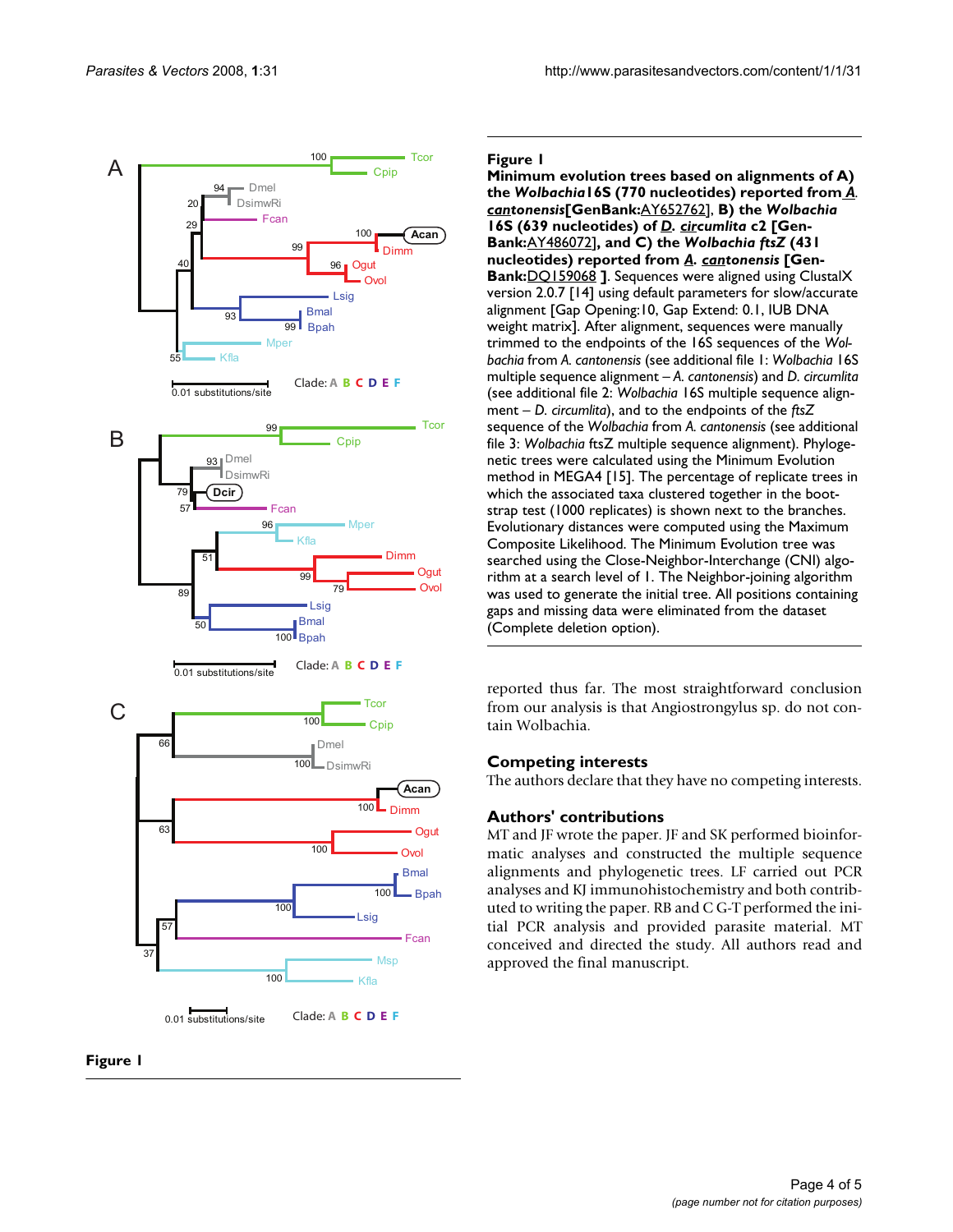**Figure 1**

**Minimum evolution trees based on alignments of A) the *Wolbachia* 16S (770 nucleotides) reported from *A. cantonensis* [GenBank:AY652762], B) the *Wolbachia* 16S (639 nucleotides) of *D. circumlita* c2 [GenBank:AY486072], and C) the *Wolbachia ftsZ* (431 nucleotides) reported from *A. cantonensis* [GenBank:DQ159068 ].** Sequences were aligned using ClustalX version 2.0.7 [14] using default parameters for slow/accurate alignment [Gap Opening:10, Gap Extend: 0.1, IUB DNA weight matrix]. After alignment, sequences were manually trimmed to the endpoints of the 16S sequences of the *Wolbachia* from *A. cantonensis* (see additional file 1: *Wolbachia* 16S multiple sequence alignment – *A. cantonensis*) and *D. circumlita* (see additional file 2: *Wolbachia* 16S multiple sequence alignment – *D. circumlita*), and to the endpoints of the *ftsZ* sequence of the *Wolbachia* from *A. cantonensis* (see additional file 3: *Wolbachia* ftsZ multiple sequence alignment). Phylogenetic trees were calculated using the Minimum Evolution method in MEGA4 [15]. The percentage of replicate trees in which the associated taxa clustered together in the bootstrap test (1000 replicates) is shown next to the branches. Evolutionary distances were computed using the Maximum Composite Likelihood. The Minimum Evolution tree was searched using the Close-Neighbor-Interchange (CNI) algorithm at a search level of 1. The Neighbor-joining algorithm was used to generate the initial tree. All positions containing gaps and missing data were eliminated from the dataset (Complete deletion option).

reported thus far. The most straightforward conclusion from our analysis is that Angiostrongylus sp. do not contain Wolbachia.

## Competing interests

The authors declare that they have no competing interests.

## Authors' contributions

MT and JF wrote the paper. JF and SK performed bioinformatic analyses and constructed the multiple sequence alignments and phylogenetic trees. LF carried out PCR analyses and KJ immunohistochemistry and both contributed to writing the paper. RB and C G-T performed the initial PCR analysis and provided parasite material. MT conceived and directed the study. All authors read and approved the final manuscript.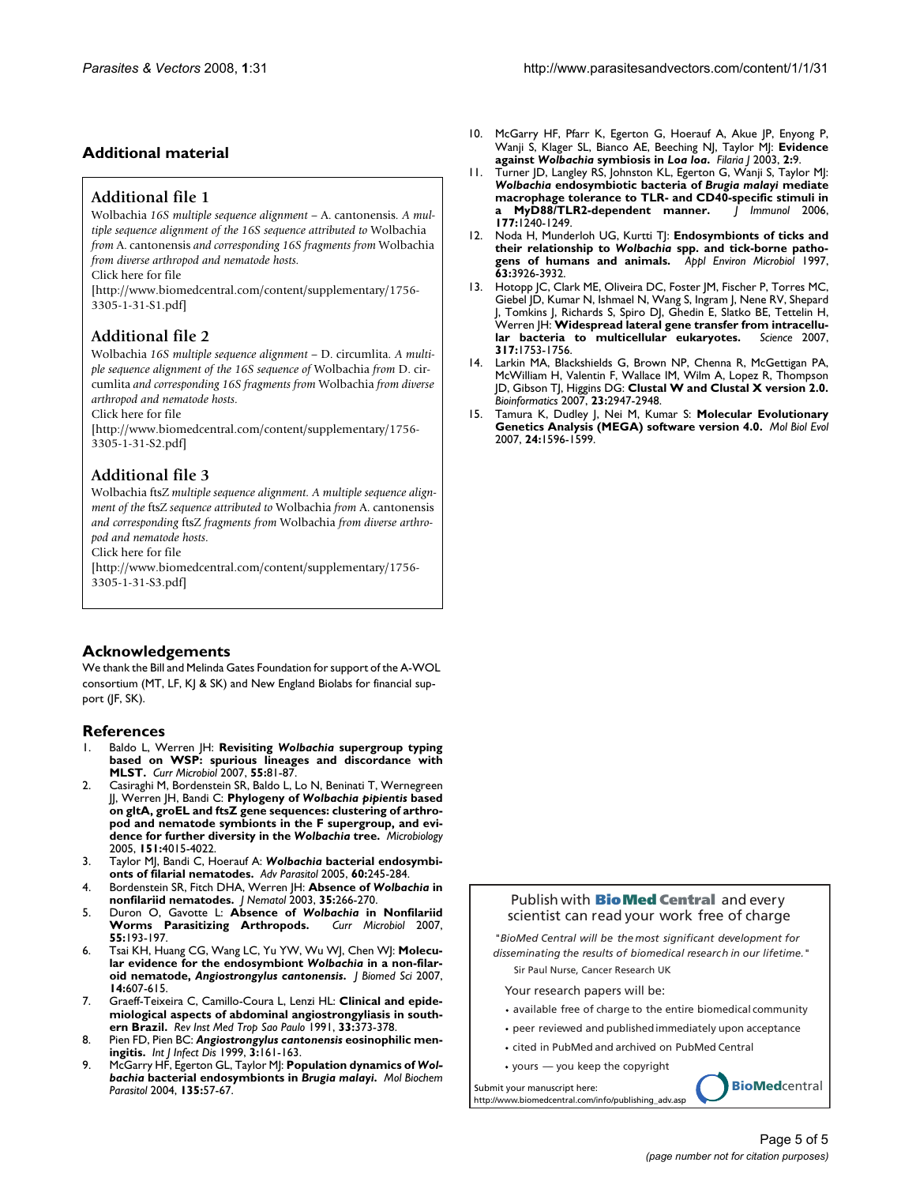## Additional material

### Additional file 1

Wolbachia *16S multiple sequence alignment* – A. cantonensis. *A multiple sequence alignment of the 16S sequence attributed to* Wolbachia *from* A. cantonensis *and corresponding 16S fragments from* Wolbachia *from diverse arthropod and nematode hosts.*
Click here for file
[http://www.biomedcentral.com/content/supplementary/1756-3305-1-31-S1.pdf]

### Additional file 2

Wolbachia *16S multiple sequence alignment* – D. circumlita. *A multiple sequence alignment of the 16S sequence of* Wolbachia *from* D. circumlita *and corresponding 16S fragments from* Wolbachia *from diverse arthropod and nematode hosts.*
Click here for file
[http://www.biomedcentral.com/content/supplementary/1756-3305-1-31-S2.pdf]

### Additional file 3

Wolbachia ftsZ *multiple sequence alignment. A multiple sequence alignment of the* ftsZ *sequence attributed to* Wolbachia *from* A. cantonensis *and corresponding* ftsZ *fragments from* Wolbachia *from diverse arthropod and nematode hosts.*
Click here for file
[http://www.biomedcentral.com/content/supplementary/1756-3305-1-31-S3.pdf]

## Acknowledgements

We thank the Bill and Melinda Gates Foundation for support of the A-WOL consortium (MT, LF, KJ & SK) and New England Biolabs for financial support (JF, SK).

## References

1. Baldo L, Werren JH: **Revisiting *Wolbachia* supergroup typing based on WSP: spurious lineages and discordance with MLST.** *Curr Microbiol* 2007, **55:**81-87.
2. Casiraghi M, Bordenstein SR, Baldo L, Lo N, Beninati T, Wernegreen JJ, Werren JH, Bandi C: **Phylogeny of *Wolbachia pipientis* based on gltA, groEL and ftsZ gene sequences: clustering of arthropod and nematode symbionts in the F supergroup, and evidence for further diversity in the *Wolbachia* tree.** *Microbiology* 2005, **151:**4015-4022.
3. Taylor MJ, Bandi C, Hoerauf A: ***Wolbachia* bacterial endosymbionts of filarial nematodes.** *Adv Parasitol* 2005, **60:**245-284.
4. Bordenstein SR, Fitch DHA, Werren JH: **Absence of *Wolbachia* in nonfilariid nematodes.** *J Nematol* 2003, **35:**266-270.
5. Duron O, Gavotte L: **Absence of *Wolbachia* in Nonfilariid Worms Parasitizing Arthropods.** *Curr Microbiol* 2007, **55:**193-197.
6. Tsai KH, Huang CG, Wang LC, Yu YW, Wu WJ, Chen WJ: **Molecular evidence for the endosymbiont *Wolbachia* in a non-filaroid nematode, *Angiostrongylus cantonensis*.** *J Biomed Sci* 2007, **14:**607-615.
7. Graeff-Teixeira C, Camillo-Coura L, Lenzi HL: **Clinical and epidemiological aspects of abdominal angiostrongyliasis in southern Brazil.** *Rev Inst Med Trop Sao Paulo* 1991, **33:**373-378.
8. Pien FD, Pien BC: ***Angiostrongylus cantonensis* eosinophilic meningitis.** *Int J Infect Dis* 1999, **3:**161-163.
9. McGarry HF, Egerton GL, Taylor MJ: **Population dynamics of *Wolbachia* bacterial endosymbionts in *Brugia malayi*.** *Mol Biochem Parasitol* 2004, **135:**57-67.
10. McGarry HF, Pfarr K, Egerton G, Hoerauf A, Akue JP, Enyong P, Wanji S, Klager SL, Bianco AE, Beeching NJ, Taylor MJ: **Evidence against *Wolbachia* symbiosis in *Loa loa*.** *Filaria J* 2003, **2:**9.
11. Turner JD, Langley RS, Johnston KL, Egerton G, Wanji S, Taylor MJ: ***Wolbachia* endosymbiotic bacteria of *Brugia malayi* mediate macrophage tolerance to TLR- and CD40-specific stimuli in a MyD88/TLR2-dependent manner.** *J Immunol* 2006, **177:**1240-1249.
12. Noda H, Munderloh UG, Kurtti TJ: **Endosymbionts of ticks and their relationship to *Wolbachia* spp. and tick-borne pathogens of humans and animals.** *Appl Environ Microbiol* 1997, **63:**3926-3932.
13. Hotopp JC, Clark ME, Oliveira DC, Foster JM, Fischer P, Torres MC, Giebel JD, Kumar N, Ishmael N, Wang S, Ingram J, Nene RV, Shepard J, Tomkins J, Richards S, Spiro DJ, Ghedin E, Slatko BE, Tettelin H, Werren JH: **Widespread lateral gene transfer from intracellular bacteria to multicellular eukaryotes.** *Science* 2007, **317:**1753-1756.
14. Larkin MA, Blackshields G, Brown NP, Chenna R, McGettigan PA, McWilliam H, Valentin F, Wallace IM, Wilm A, Lopez R, Thompson JD, Gibson TJ, Higgins DG: **Clustal W and Clustal X version 2.0.** *Bioinformatics* 2007, **23:**2947-2948.
15. Tamura K, Dudley J, Nei M, Kumar S: **Molecular Evolutionary Genetics Analysis (MEGA) software version 4.0.** *Mol Biol Evol* 2007, **24:**1596-1599.